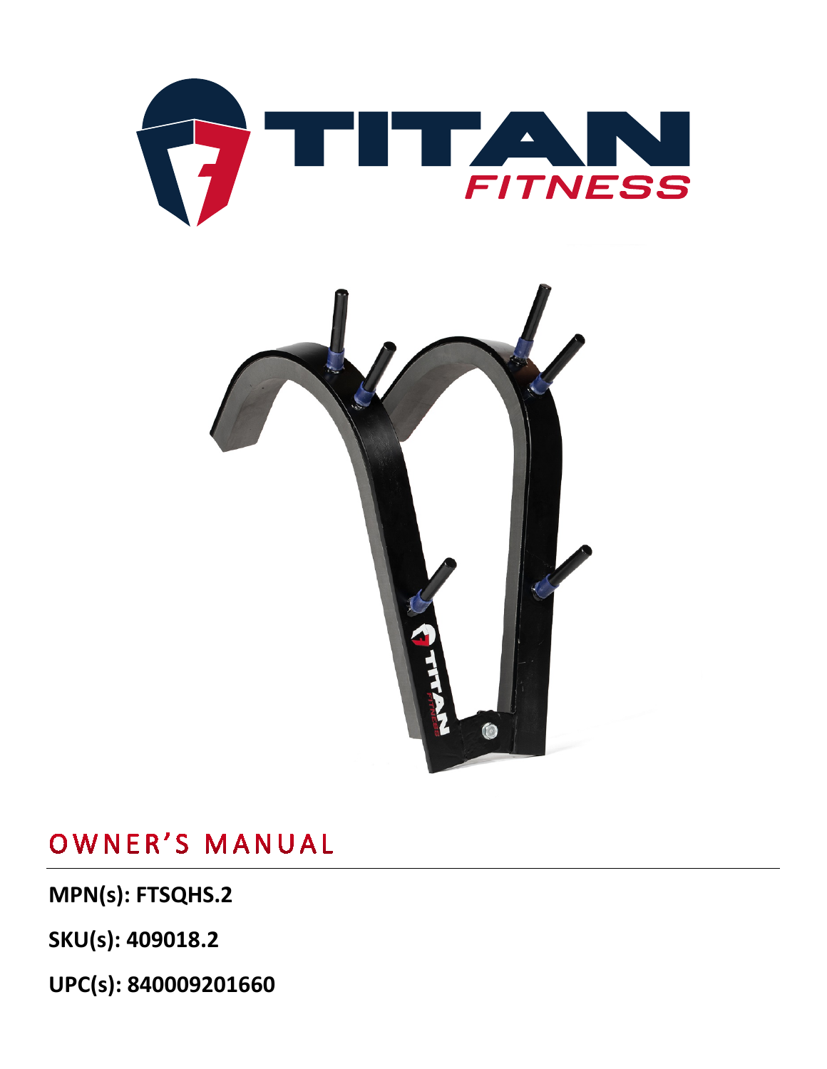# OWNER'S MANUAL

**MPN(s): FTSQHS.2**

**SKU(s): 409018.2**

**UPC(s): 840009201660**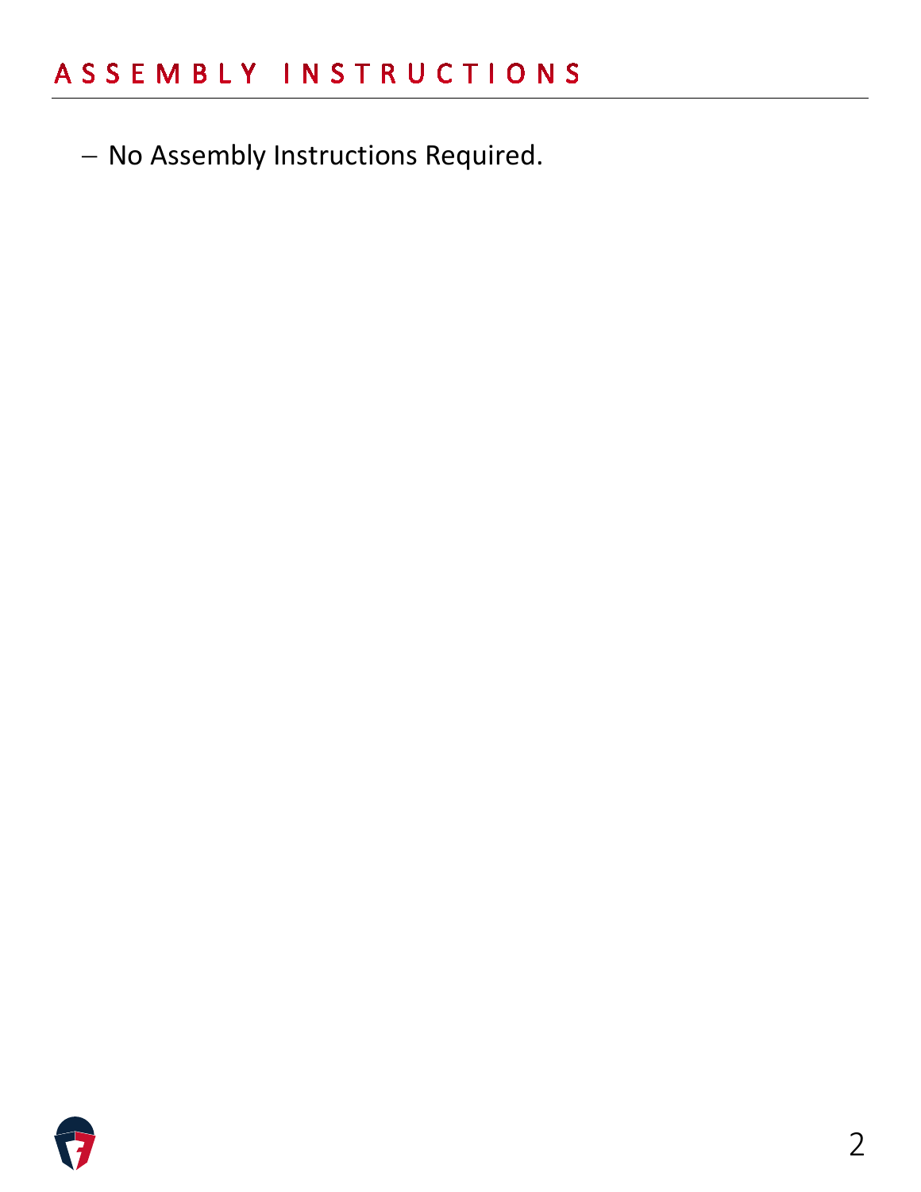# ASSEMBLY INSTRUCTIONS

- No Assembly Instructions Required.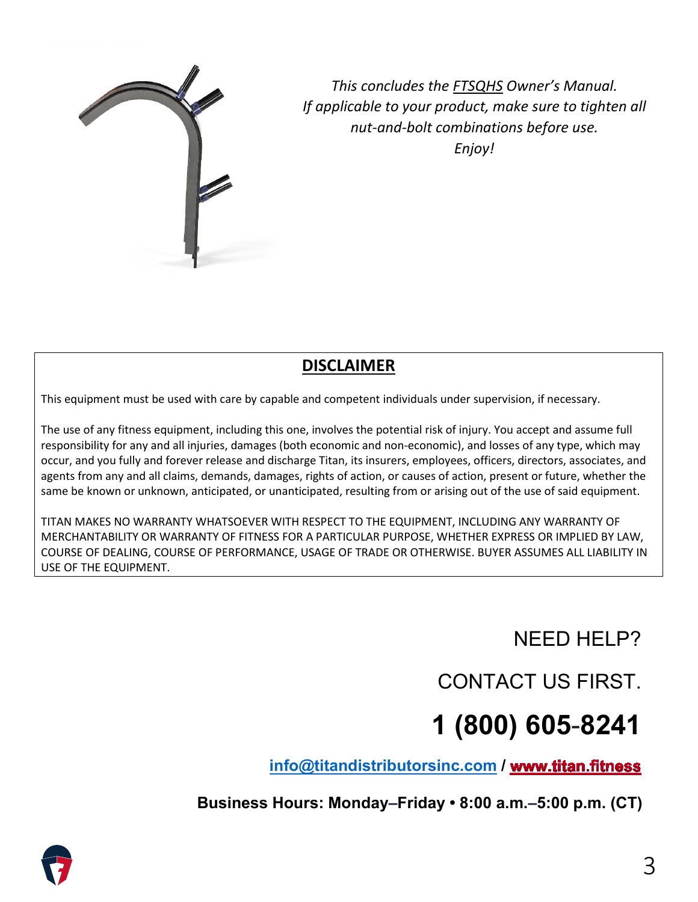*This concludes the FTSQHS Owner's Manual.*
*If applicable to your product, make sure to tighten all nut-and-bolt combinations before use.*
*Enjoy!*

## DISCLAIMER

This equipment must be used with care by capable and competent individuals under supervision, if necessary.

The use of any fitness equipment, including this one, involves the potential risk of injury. You accept and assume full responsibility for any and all injuries, damages (both economic and non-economic), and losses of any type, which may occur, and you fully and forever release and discharge Titan, its insurers, employees, officers, directors, associates, and agents from any and all claims, demands, damages, rights of action, or causes of action, present or future, whether the same be known or unknown, anticipated, or unanticipated, resulting from or arising out of the use of said equipment.

TITAN MAKES NO WARRANTY WHATSOEVER WITH RESPECT TO THE EQUIPMENT, INCLUDING ANY WARRANTY OF MERCHANTABILITY OR WARRANTY OF FITNESS FOR A PARTICULAR PURPOSE, WHETHER EXPRESS OR IMPLIED BY LAW, COURSE OF DEALING, COURSE OF PERFORMANCE, USAGE OF TRADE OR OTHERWISE. BUYER ASSUMES ALL LIABILITY IN USE OF THE EQUIPMENT.

NEED HELP?

CONTACT US FIRST.

**1 (800) 605-8241**

**info@titandistributorsinc.com / www.titan.fitness**

**Business Hours: Monday–Friday • 8:00 a.m.–5:00 p.m. (CT)**